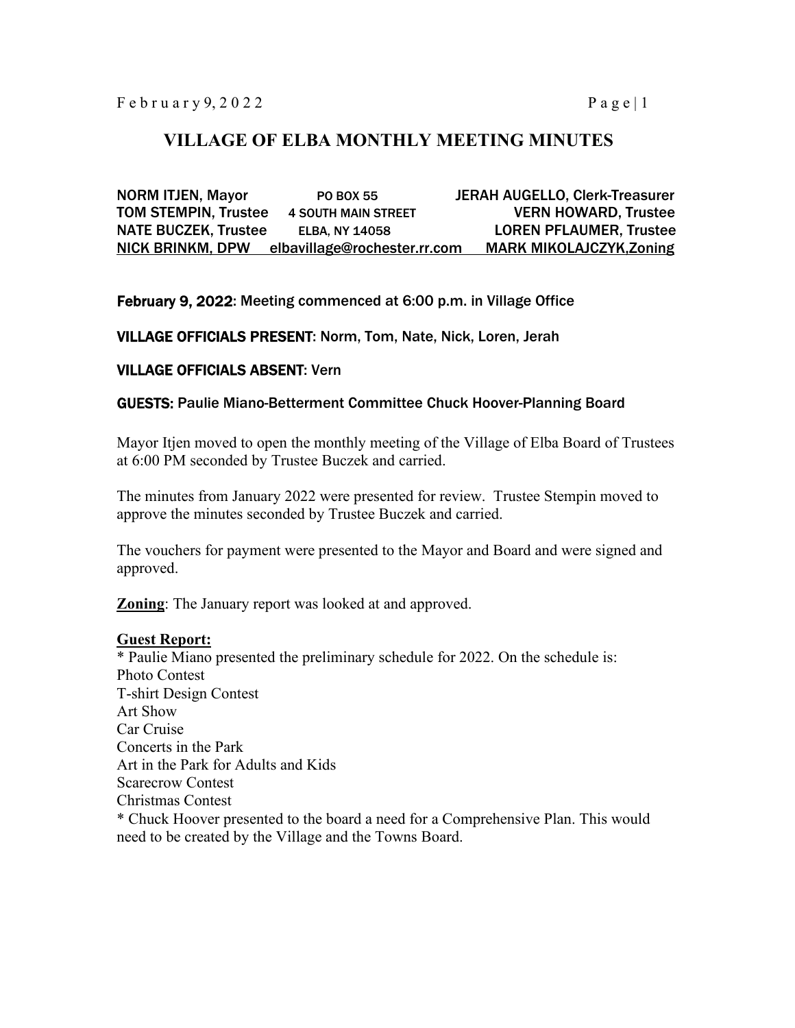# VILLAGE OF ELBA MONTHLY MEETING MINUTES

| | | |
|---|---|---|
| NORM ITJEN, Mayor | PO BOX 55 | JERAH AUGELLO, Clerk-Treasurer |
| TOM STEMPIN, Trustee | 4 SOUTH MAIN STREET | VERN HOWARD, Trustee |
| NATE BUCZEK, Trustee | ELBA, NY 14058 | LOREN PFLAUMER, Trustee |
| NICK BRINKM, DPW | elbavillage@rochester.rr.com | MARK MIKOLAJCZYK,Zoning |

**February 9, 2022: Meeting commenced at 6:00 p.m. in Village Office**

**VILLAGE OFFICIALS PRESENT: Norm, Tom, Nate, Nick, Loren, Jerah**

**VILLAGE OFFICIALS ABSENT: Vern**

**GUESTS: Paulie Miano-Betterment Committee Chuck Hoover-Planning Board**

Mayor Itjen moved to open the monthly meeting of the Village of Elba Board of Trustees at 6:00 PM seconded by Trustee Buczek and carried.

The minutes from January 2022 were presented for review. Trustee Stempin moved to approve the minutes seconded by Trustee Buczek and carried.

The vouchers for payment were presented to the Mayor and Board and were signed and approved.

**Zoning**: The January report was looked at and approved.

**Guest Report:**

* Paulie Miano presented the preliminary schedule for 2022. On the schedule is:
Photo Contest
T-shirt Design Contest
Art Show
Car Cruise
Concerts in the Park
Art in the Park for Adults and Kids
Scarecrow Contest
Christmas Contest
* Chuck Hoover presented to the board a need for a Comprehensive Plan. This would need to be created by the Village and the Towns Board.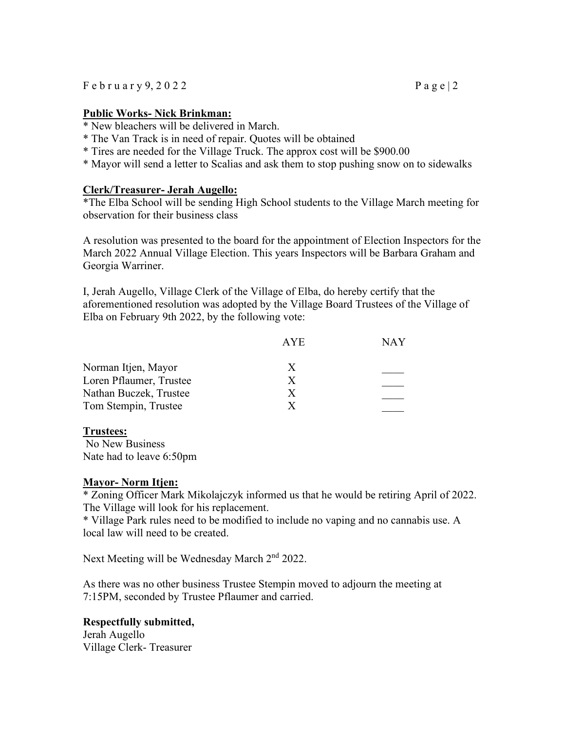**Public Works- Nick Brinkman:**

* New bleachers will be delivered in March.
* The Van Track is in need of repair. Quotes will be obtained
* Tires are needed for the Village Truck. The approx cost will be $900.00
* Mayor will send a letter to Scalias and ask them to stop pushing snow on to sidewalks

**Clerk/Treasurer- Jerah Augello:**

*The Elba School will be sending High School students to the Village March meeting for observation for their business class

A resolution was presented to the board for the appointment of Election Inspectors for the March 2022 Annual Village Election. This years Inspectors will be Barbara Graham and Georgia Warriner.

I, Jerah Augello, Village Clerk of the Village of Elba, do hereby certify that the aforementioned resolution was adopted by the Village Board Trustees of the Village of Elba on February 9th 2022, by the following vote:

| | AYE | NAY |
|---|---|---|
| Norman Itjen, Mayor | X | ____ |
| Loren Pflaumer, Trustee | X | ____ |
| Nathan Buczek, Trustee | X | ____ |
| Tom Stempin, Trustee | X | ____ |

**Trustees:**

No New Business
Nate had to leave 6:50pm

**Mayor- Norm Itjen:**

* Zoning Officer Mark Mikolajczyk informed us that he would be retiring April of 2022. The Village will look for his replacement.
* Village Park rules need to be modified to include no vaping and no cannabis use. A local law will need to be created.

Next Meeting will be Wednesday March 2nd 2022.

As there was no other business Trustee Stempin moved to adjourn the meeting at 7:15PM, seconded by Trustee Pflaumer and carried.

**Respectfully submitted,**
Jerah Augello
Village Clerk- Treasurer